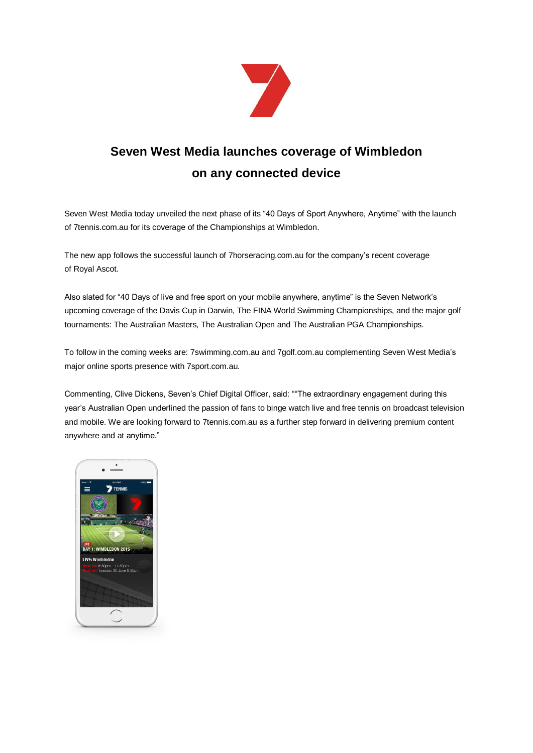# Seven West Media launches coverage of Wimbledon on any connected device

Seven West Media today unveiled the next phase of its “40 Days of Sport Anywhere, Anytime” with the launch of 7tennis.com.au for its coverage of the Championships at Wimbledon.

The new app follows the successful launch of 7horseracing.com.au for the company’s recent coverage of Royal Ascot.

Also slated for “40 Days of live and free sport on your mobile anywhere, anytime” is the Seven Network’s upcoming coverage of the Davis Cup in Darwin, The FINA World Swimming Championships, and the major golf tournaments: The Australian Masters, The Australian Open and The Australian PGA Championships.

To follow in the coming weeks are: 7swimming.com.au and 7golf.com.au complementing Seven West Media’s major online sports presence with 7sport.com.au.

Commenting, Clive Dickens, Seven’s Chief Digital Officer, said: ““The extraordinary engagement during this year’s Australian Open underlined the passion of fans to binge watch live and free tennis on broadcast television and mobile. We are looking forward to 7tennis.com.au as a further step forward in delivering premium content anywhere and at anytime.”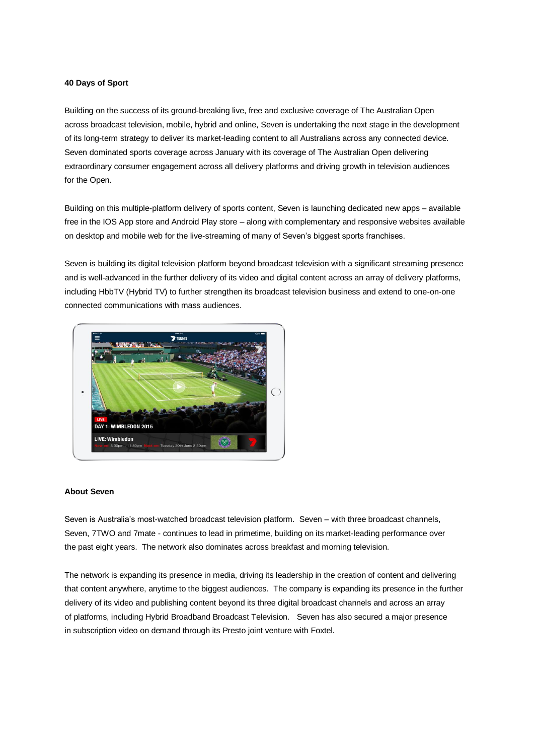**40 Days of Sport**

Building on the success of its ground-breaking live, free and exclusive coverage of The Australian Open across broadcast television, mobile, hybrid and online, Seven is undertaking the next stage in the development of its long-term strategy to deliver its market-leading content to all Australians across any connected device. Seven dominated sports coverage across January with its coverage of The Australian Open delivering extraordinary consumer engagement across all delivery platforms and driving growth in television audiences for the Open.

Building on this multiple-platform delivery of sports content, Seven is launching dedicated new apps – available free in the IOS App store and Android Play store – along with complementary and responsive websites available on desktop and mobile web for the live-streaming of many of Seven's biggest sports franchises.

Seven is building its digital television platform beyond broadcast television with a significant streaming presence and is well-advanced in the further delivery of its video and digital content across an array of delivery platforms, including HbbTV (Hybrid TV) to further strengthen its broadcast television business and extend to one-on-one connected communications with mass audiences.

**About Seven**

Seven is Australia's most-watched broadcast television platform. Seven – with three broadcast channels, Seven, 7TWO and 7mate - continues to lead in primetime, building on its market-leading performance over the past eight years. The network also dominates across breakfast and morning television.

The network is expanding its presence in media, driving its leadership in the creation of content and delivering that content anywhere, anytime to the biggest audiences. The company is expanding its presence in the further delivery of its video and publishing content beyond its three digital broadcast channels and across an array of platforms, including Hybrid Broadband Broadcast Television. Seven has also secured a major presence in subscription video on demand through its Presto joint venture with Foxtel.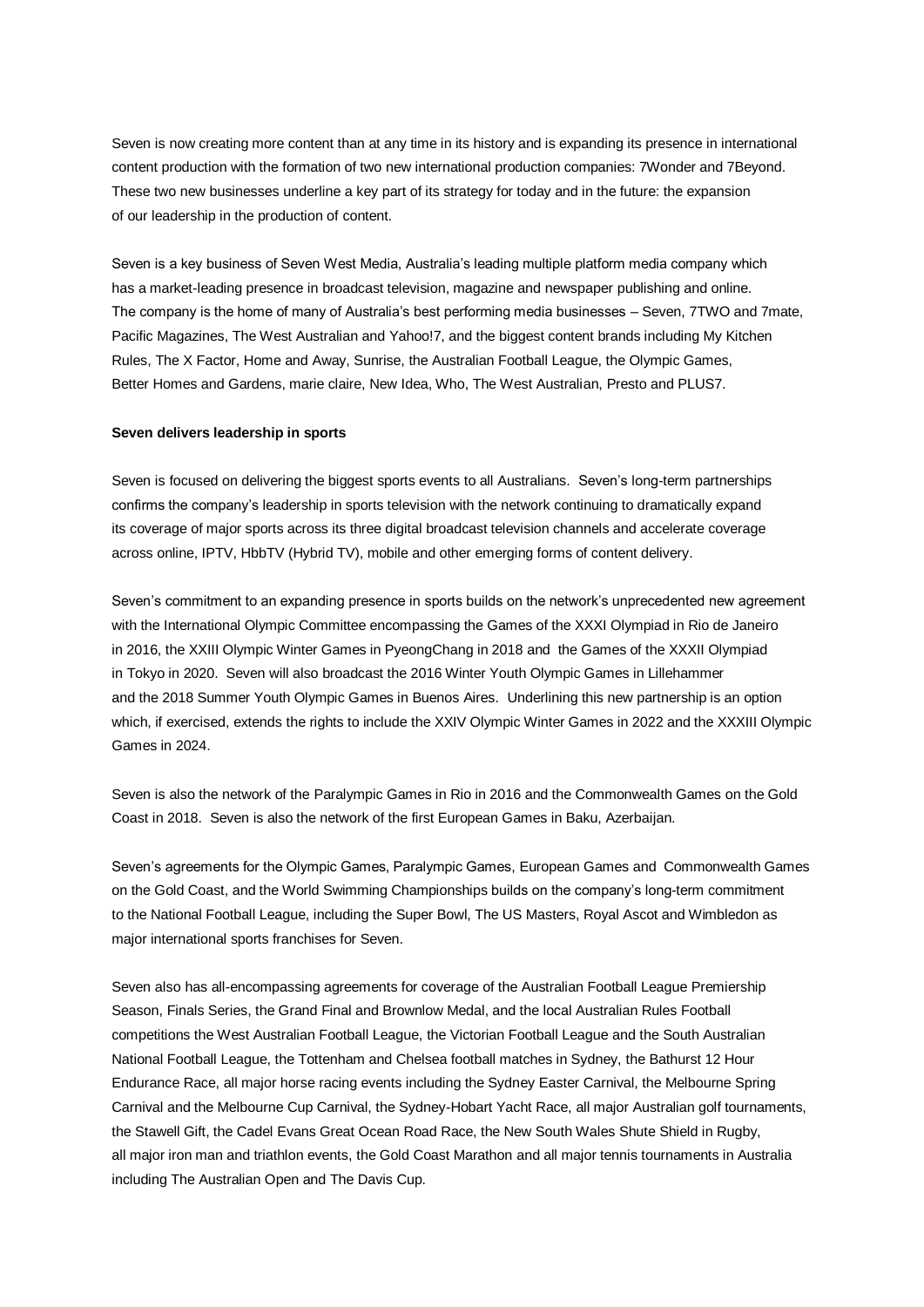Seven is now creating more content than at any time in its history and is expanding its presence in international content production with the formation of two new international production companies: 7Wonder and 7Beyond. These two new businesses underline a key part of its strategy for today and in the future: the expansion of our leadership in the production of content.

Seven is a key business of Seven West Media, Australia's leading multiple platform media company which has a market-leading presence in broadcast television, magazine and newspaper publishing and online. The company is the home of many of Australia's best performing media businesses – Seven, 7TWO and 7mate, Pacific Magazines, The West Australian and Yahoo!7, and the biggest content brands including My Kitchen Rules, The X Factor, Home and Away, Sunrise, the Australian Football League, the Olympic Games, Better Homes and Gardens, marie claire, New Idea, Who, The West Australian, Presto and PLUS7.

**Seven delivers leadership in sports**

Seven is focused on delivering the biggest sports events to all Australians. Seven's long-term partnerships confirms the company's leadership in sports television with the network continuing to dramatically expand its coverage of major sports across its three digital broadcast television channels and accelerate coverage across online, IPTV, HbbTV (Hybrid TV), mobile and other emerging forms of content delivery.

Seven's commitment to an expanding presence in sports builds on the network's unprecedented new agreement with the International Olympic Committee encompassing the Games of the XXXI Olympiad in Rio de Janeiro in 2016, the XXIII Olympic Winter Games in PyeongChang in 2018 and the Games of the XXXII Olympiad in Tokyo in 2020. Seven will also broadcast the 2016 Winter Youth Olympic Games in Lillehammer and the 2018 Summer Youth Olympic Games in Buenos Aires. Underlining this new partnership is an option which, if exercised, extends the rights to include the XXIV Olympic Winter Games in 2022 and the XXXIII Olympic Games in 2024.

Seven is also the network of the Paralympic Games in Rio in 2016 and the Commonwealth Games on the Gold Coast in 2018. Seven is also the network of the first European Games in Baku, Azerbaijan.

Seven's agreements for the Olympic Games, Paralympic Games, European Games and Commonwealth Games on the Gold Coast, and the World Swimming Championships builds on the company's long-term commitment to the National Football League, including the Super Bowl, The US Masters, Royal Ascot and Wimbledon as major international sports franchises for Seven.

Seven also has all-encompassing agreements for coverage of the Australian Football League Premiership Season, Finals Series, the Grand Final and Brownlow Medal, and the local Australian Rules Football competitions the West Australian Football League, the Victorian Football League and the South Australian National Football League, the Tottenham and Chelsea football matches in Sydney, the Bathurst 12 Hour Endurance Race, all major horse racing events including the Sydney Easter Carnival, the Melbourne Spring Carnival and the Melbourne Cup Carnival, the Sydney-Hobart Yacht Race, all major Australian golf tournaments, the Stawell Gift, the Cadel Evans Great Ocean Road Race, the New South Wales Shute Shield in Rugby, all major iron man and triathlon events, the Gold Coast Marathon and all major tennis tournaments in Australia including The Australian Open and The Davis Cup.